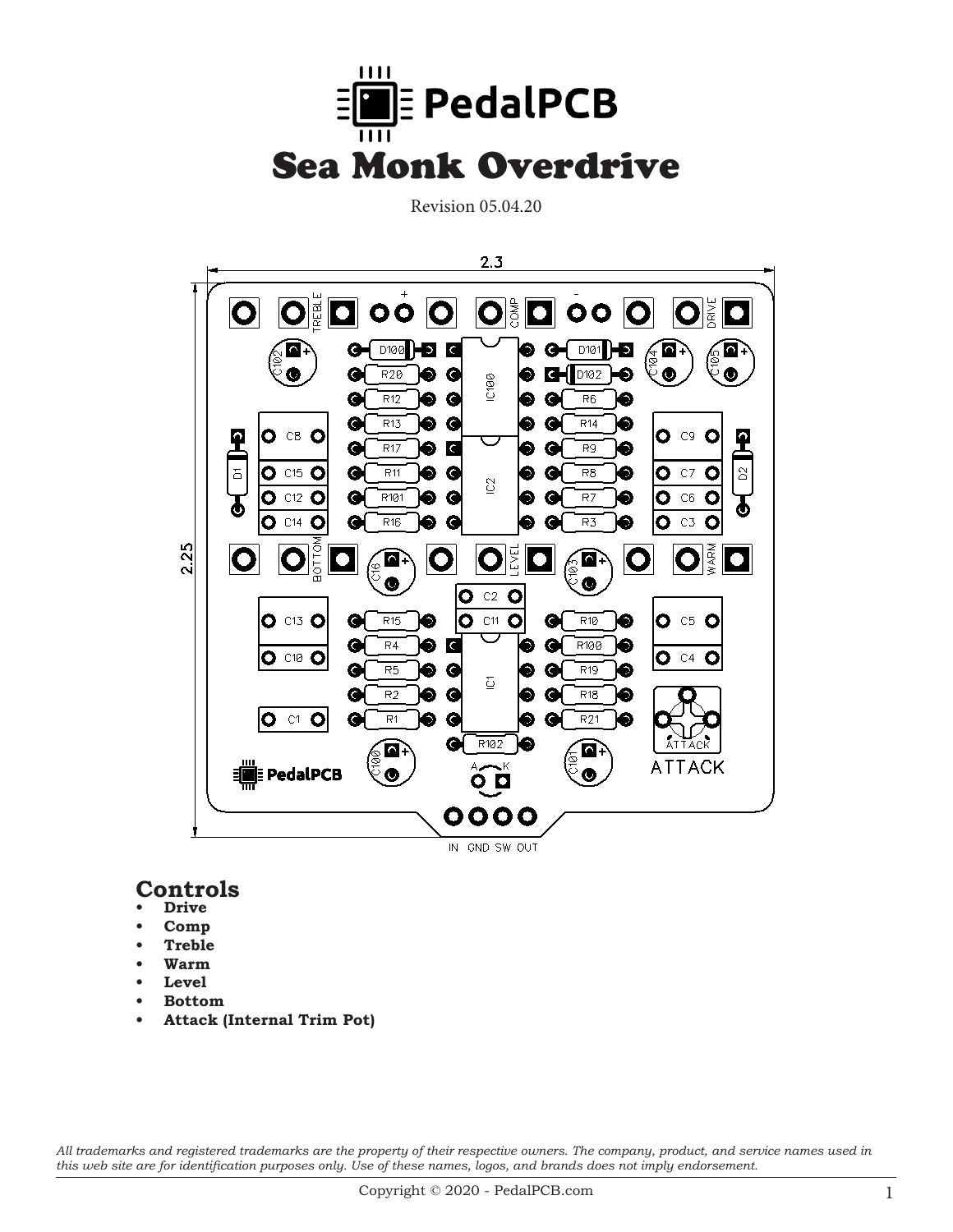# PedalPCB

# Sea Monk Overdrive

Revision 05.04.20

## Controls

- **Drive**
- **Comp**
- **Treble**
- **Warm**
- **Level**
- **Bottom**
- **Attack (Internal Trim Pot)**

*All trademarks and registered trademarks are the property of their respective owners. The company, product, and service names used in this web site are for identification purposes only. Use of these names, logos, and brands does not imply endorsement.*

Copyright © 2020 - PedalPCB.com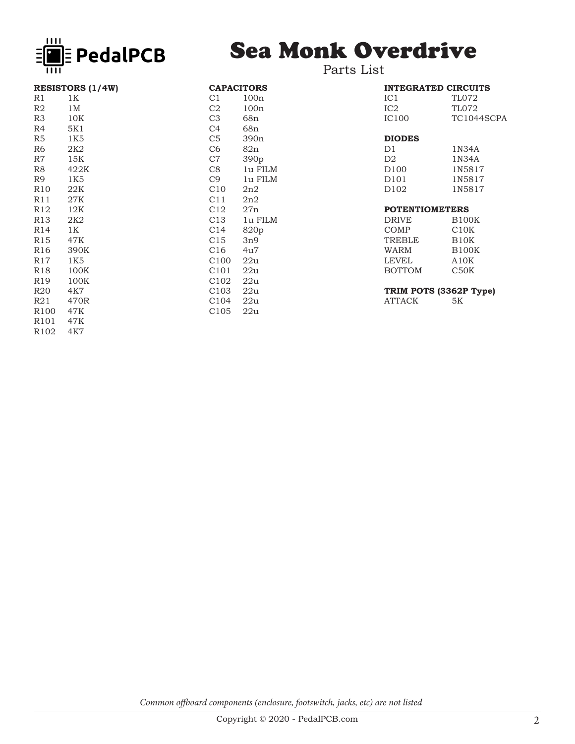# Sea Monk Overdrive

Parts List

**RESISTORS (1/4W)**

| | |
|---|---|
| R1 | 1K |
| R2 | 1M |
| R3 | 10K |
| R4 | 5K1 |
| R5 | 1K5 |
| R6 | 2K2 |
| R7 | 15K |
| R8 | 422K |
| R9 | 1K5 |
| R10 | 22K |
| R11 | 27K |
| R12 | 12K |
| R13 | 2K2 |
| R14 | 1K |
| R15 | 47K |
| R16 | 390K |
| R17 | 1K5 |
| R18 | 100K |
| R19 | 100K |
| R20 | 4K7 |
| R21 | 470R |
| R100 | 47K |
| R101 | 47K |
| R102 | 4K7 |

**CAPACITORS**

| | |
|---|---|
| C1 | 100n |
| C2 | 100n |
| C3 | 68n |
| C4 | 68n |
| C5 | 390n |
| C6 | 82n |
| C7 | 390p |
| C8 | 1u FILM |
| C9 | 1u FILM |
| C10 | 2n2 |
| C11 | 2n2 |
| C12 | 27n |
| C13 | 1u FILM |
| C14 | 820p |
| C15 | 3n9 |
| C16 | 4u7 |
| C100 | 22u |
| C101 | 22u |
| C102 | 22u |
| C103 | 22u |
| C104 | 22u |
| C105 | 22u |

**INTEGRATED CIRCUITS**

| | |
|---|---|
| IC1 | TL072 |
| IC2 | TL072 |
| IC100 | TC1044SCPA |

**DIODES**

| | |
|---|---|
| D1 | 1N34A |
| D2 | 1N34A |
| D100 | 1N5817 |
| D101 | 1N5817 |
| D102 | 1N5817 |

**POTENTIOMETERS**

| | |
|---|---|
| DRIVE | B100K |
| COMP | C10K |
| TREBLE | B10K |
| WARM | B100K |
| LEVEL | A10K |
| BOTTOM | C50K |

**TRIM POTS (3362P Type)**

| | |
|---|---|
| ATTACK | 5K |

*Common offboard components (enclosure, footswitch, jacks, etc) are not listed*

Copyright © 2020 - PedalPCB.com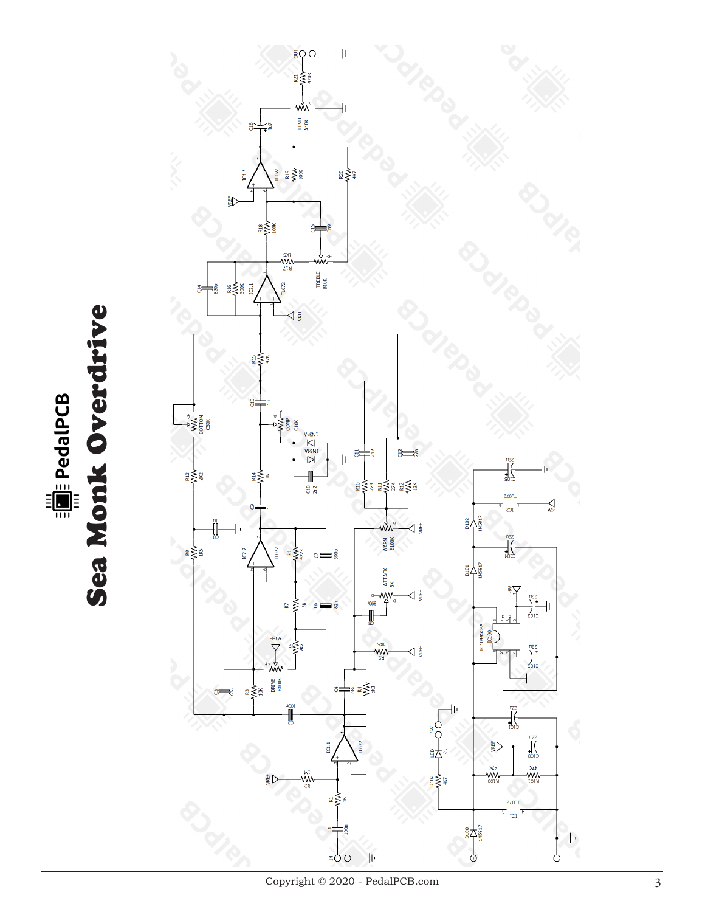# PedalPCB

# Sea Monk Overdrive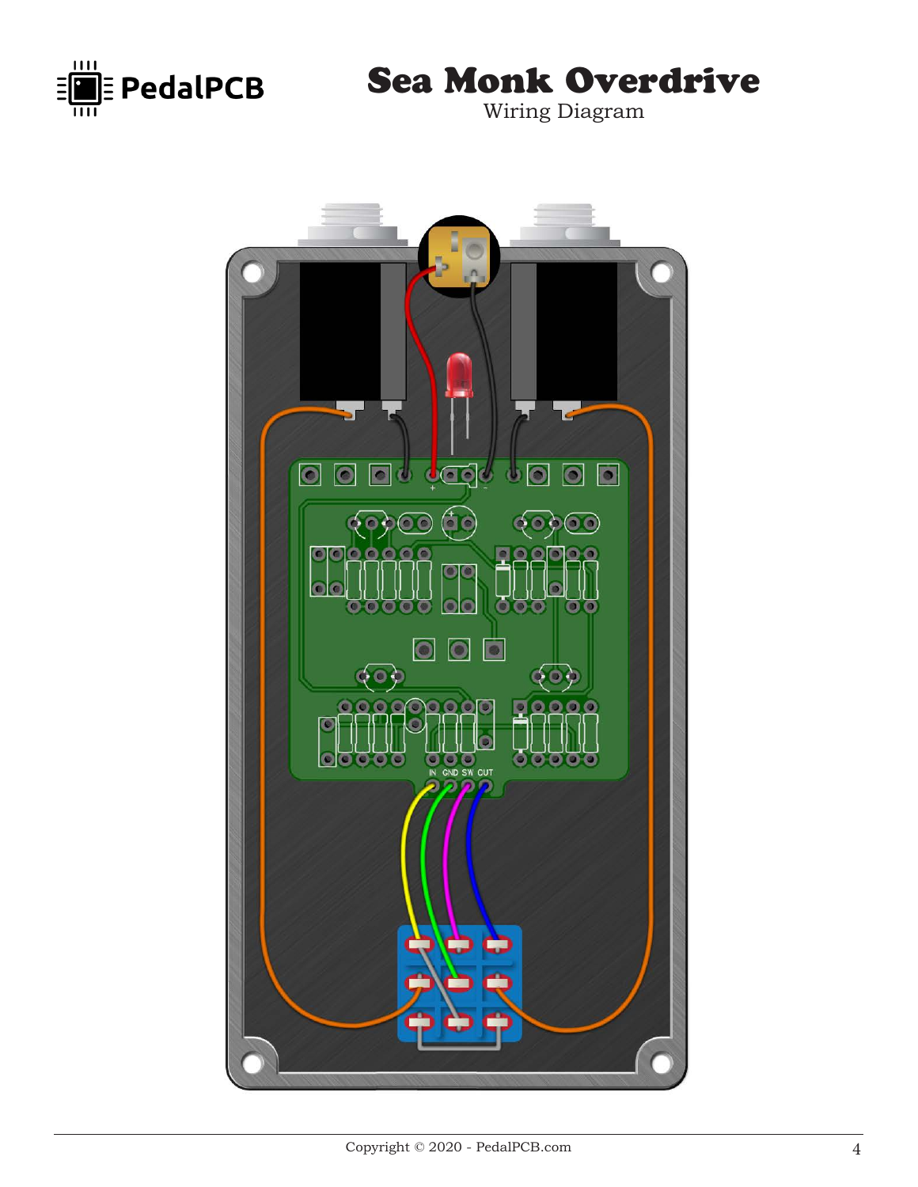# Sea Monk Overdrive

Wiring Diagram

IN GND SW CUT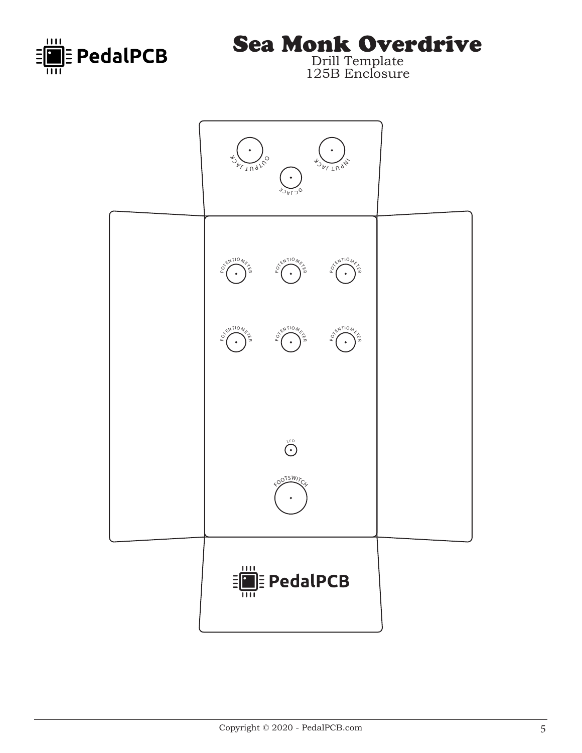# Sea Monk Overdrive

Drill Template
125B Enclosure

OUTPUT JACK
INPUT JACK
DC JACK

POTENTIOMETER
POTENTIOMETER
POTENTIOMETER

POTENTIOMETER
POTENTIOMETER
POTENTIOMETER

LED

FOOTSWITCH

PedalPCB

Copyright © 2020 - PedalPCB.com